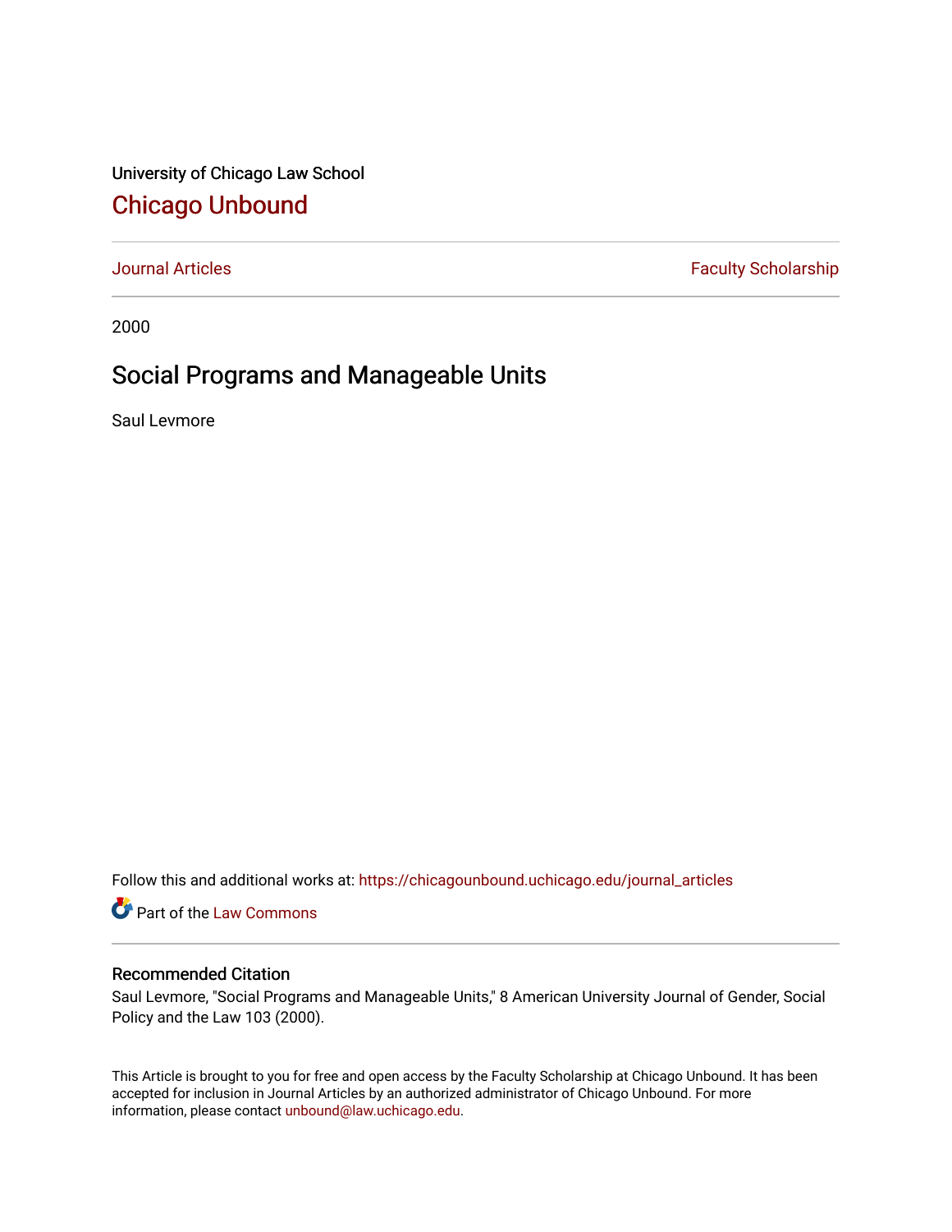University of Chicago Law School

# Chicago Unbound

Journal Articles | Faculty Scholarship

2000

## Social Programs and Manageable Units

Saul Levmore

Follow this and additional works at: https://chicagounbound.uchicago.edu/journal_articles

Part of the Law Commons

### Recommended Citation

Saul Levmore, "Social Programs and Manageable Units," 8 American University Journal of Gender, Social Policy and the Law 103 (2000).

This Article is brought to you for free and open access by the Faculty Scholarship at Chicago Unbound. It has been accepted for inclusion in Journal Articles by an authorized administrator of Chicago Unbound. For more information, please contact unbound@law.uchicago.edu.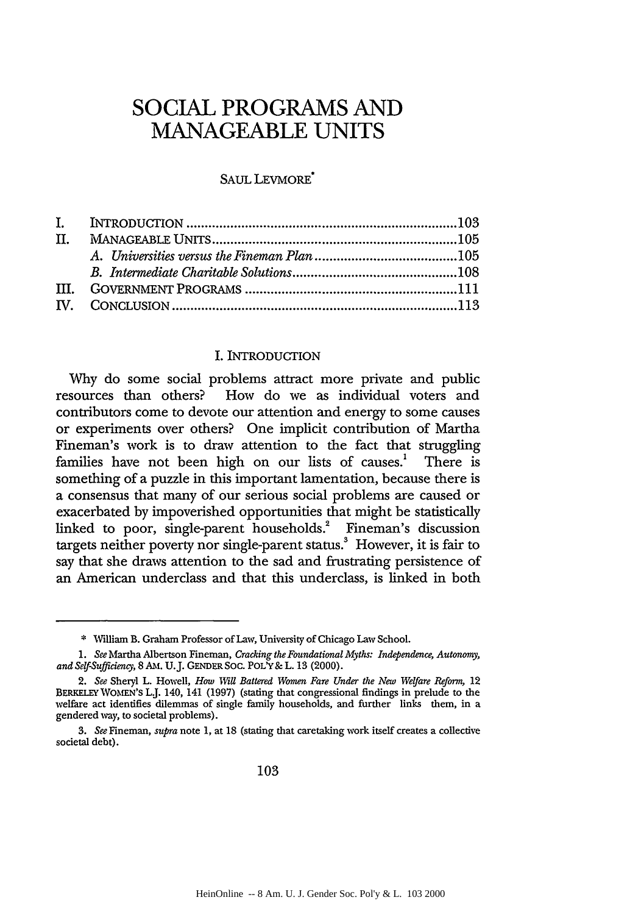# SOCIAL PROGRAMS AND MANAGEABLE UNITS

SAUL LEVMORE*

| | | |
|---|---|---|
| I. | INTRODUCTION | 103 |
| II. | MANAGEABLE UNITS | 105 |
| | *A. Universities versus the Fineman Plan* | 105 |
| | *B. Intermediate Charitable Solutions* | 108 |
| III. | GOVERNMENT PROGRAMS | 111 |
| IV. | CONCLUSION | 113 |

## I. INTRODUCTION

Why do some social problems attract more private and public resources than others? How do we as individual voters and contributors come to devote our attention and energy to some causes or experiments over others? One implicit contribution of Martha Fineman's work is to draw attention to the fact that struggling families have not been high on our lists of causes.[1] There is something of a puzzle in this important lamentation, because there is a consensus that many of our serious social problems are caused or exacerbated by impoverished opportunities that might be statistically linked to poor, single-parent households.[2] Fineman's discussion targets neither poverty nor single-parent status.[3] However, it is fair to say that she draws attention to the sad and frustrating persistence of an American underclass and that this underclass, is linked in both

---

\* William B. Graham Professor of Law, University of Chicago Law School.

1. *See* Martha Albertson Fineman, *Cracking the Foundational Myths: Independence, Autonomy, and Self-Sufficiency*, 8 AM. U. J. GENDER SOC. POL'Y & L. 13 (2000).

2. *See* Sheryl L. Howell, *How Will Battered Women Fare Under the New Welfare Reform*, 12 BERKELEY WOMEN'S L.J. 140, 141 (1997) (stating that congressional findings in prelude to the welfare act identifies dilemmas of single family households, and further links them, in a gendered way, to societal problems).

3. *See* Fineman, *supra* note 1, at 18 (stating that caretaking work itself creates a collective societal debt).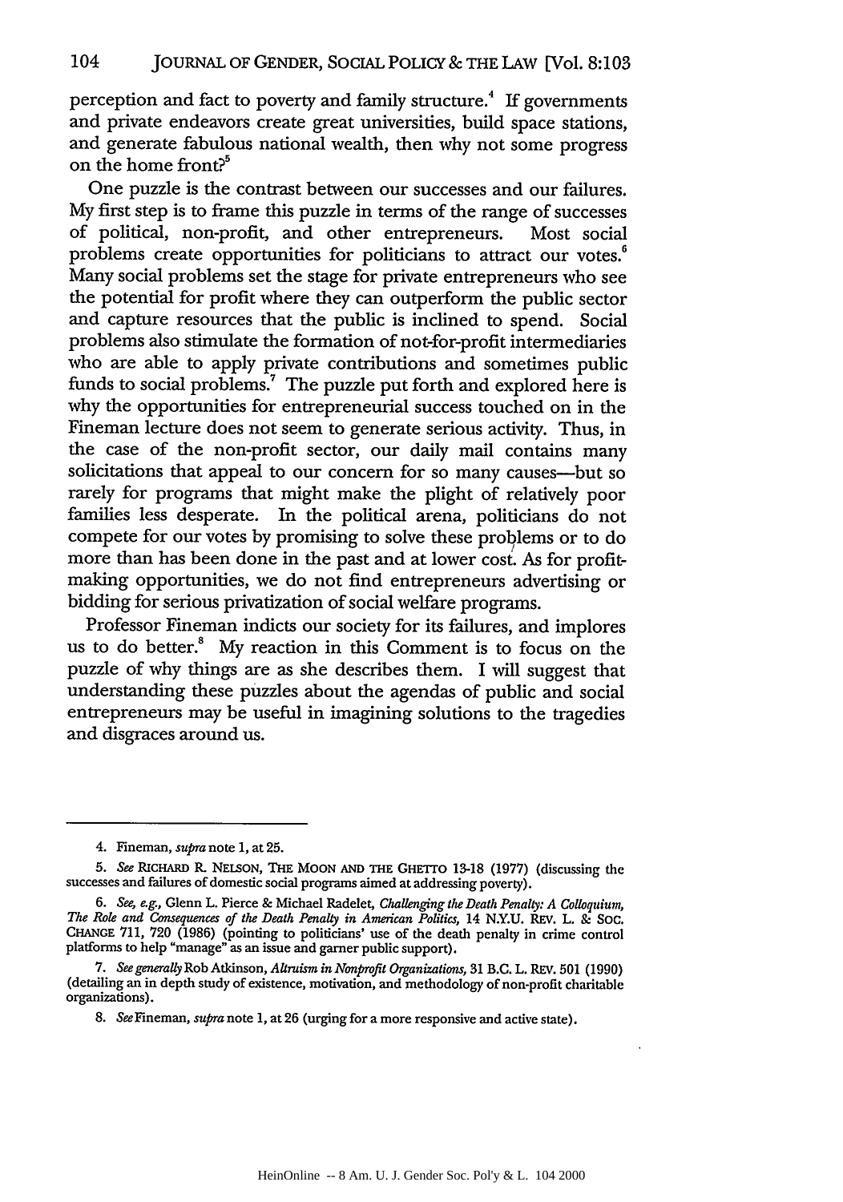perception and fact to poverty and family structure.[4] If governments and private endeavors create great universities, build space stations, and generate fabulous national wealth, then why not some progress on the home front?[5]

One puzzle is the contrast between our successes and our failures. My first step is to frame this puzzle in terms of the range of successes of political, non-profit, and other entrepreneurs. Most social problems create opportunities for politicians to attract our votes.[6] Many social problems set the stage for private entrepreneurs who see the potential for profit where they can outperform the public sector and capture resources that the public is inclined to spend. Social problems also stimulate the formation of not-for-profit intermediaries who are able to apply private contributions and sometimes public funds to social problems.[7] The puzzle put forth and explored here is why the opportunities for entrepreneurial success touched on in the Fineman lecture does not seem to generate serious activity. Thus, in the case of the non-profit sector, our daily mail contains many solicitations that appeal to our concern for so many causes—but so rarely for programs that might make the plight of relatively poor families less desperate. In the political arena, politicians do not compete for our votes by promising to solve these problems or to do more than has been done in the past and at lower cost. As for profit-making opportunities, we do not find entrepreneurs advertising or bidding for serious privatization of social welfare programs.

Professor Fineman indicts our society for its failures, and implores us to do better.[8] My reaction in this Comment is to focus on the puzzle of why things are as she describes them. I will suggest that understanding these puzzles about the agendas of public and social entrepreneurs may be useful in imagining solutions to the tragedies and disgraces around us.

---

4. Fineman, *supra* note 1, at 25.

5. *See* RICHARD R. NELSON, THE MOON AND THE GHETTO 13-18 (1977) (discussing the successes and failures of domestic social programs aimed at addressing poverty).

6. *See, e.g.*, Glenn L. Pierce & Michael Radelet, *Challenging the Death Penalty: A Colloquium, The Role and Consequences of the Death Penalty in American Politics*, 14 N.Y.U. REV. L. & SOC. CHANGE 711, 720 (1986) (pointing to politicians' use of the death penalty in crime control platforms to help "manage" as an issue and garner public support).

7. *See generally* Rob Atkinson, *Altruism in Nonprofit Organizations*, 31 B.C. L. REV. 501 (1990) (detailing an in depth study of existence, motivation, and methodology of non-profit charitable organizations).

8. *See* Fineman, *supra* note 1, at 26 (urging for a more responsive and active state).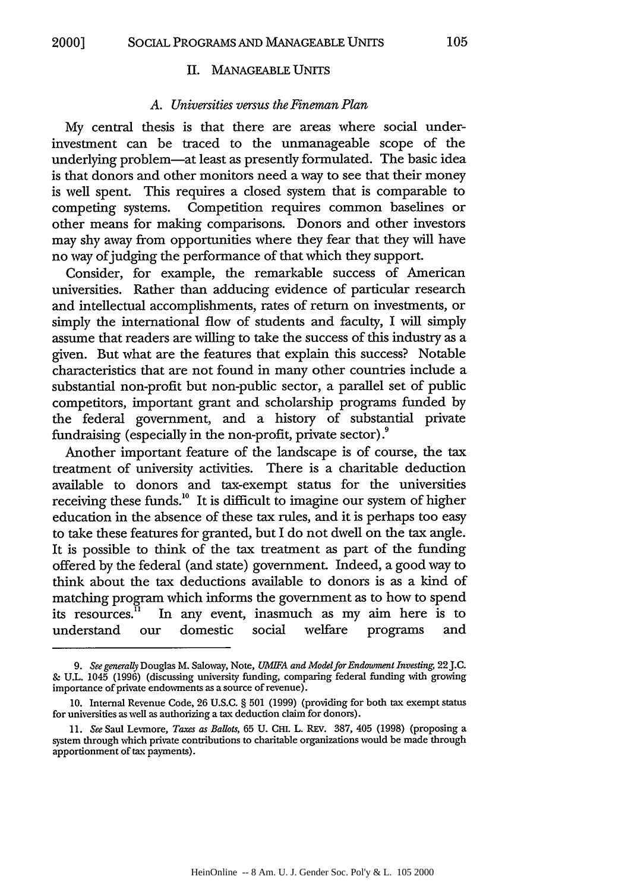## II. MANAGEABLE UNITS

### A. *Universities versus the Fineman Plan*

My central thesis is that there are areas where social underinvestment can be traced to the unmanageable scope of the underlying problem—at least as presently formulated. The basic idea is that donors and other monitors need a way to see that their money is well spent. This requires a closed system that is comparable to competing systems. Competition requires common baselines or other means for making comparisons. Donors and other investors may shy away from opportunities where they fear that they will have no way of judging the performance of that which they support.

Consider, for example, the remarkable success of American universities. Rather than adducing evidence of particular research and intellectual accomplishments, rates of return on investments, or simply the international flow of students and faculty, I will simply assume that readers are willing to take the success of this industry as a given. But what are the features that explain this success? Notable characteristics that are not found in many other countries include a substantial non-profit but non-public sector, a parallel set of public competitors, important grant and scholarship programs funded by the federal government, and a history of substantial private fundraising (especially in the non-profit, private sector).[9]

Another important feature of the landscape is of course, the tax treatment of university activities. There is a charitable deduction available to donors and tax-exempt status for the universities receiving these funds.[10] It is difficult to imagine our system of higher education in the absence of these tax rules, and it is perhaps too easy to take these features for granted, but I do not dwell on the tax angle. It is possible to think of the tax treatment as part of the funding offered by the federal (and state) government. Indeed, a good way to think about the tax deductions available to donors is as a kind of matching program which informs the government as to how to spend its resources.[11] In any event, inasmuch as my aim here is to understand our domestic social welfare programs and

---

9. *See generally* Douglas M. Saloway, Note, *UMIFA and Model for Endowment Investing*, 22 J.C. & U.L. 1045 (1996) (discussing university funding, comparing federal funding with growing importance of private endowments as a source of revenue).

10. Internal Revenue Code, 26 U.S.C. § 501 (1999) (providing for both tax exempt status for universities as well as authorizing a tax deduction claim for donors).

11. *See* Saul Levmore, *Taxes as Ballots*, 65 U. CHI. L. REV. 387, 405 (1998) (proposing a system through which private contributions to charitable organizations would be made through apportionment of tax payments).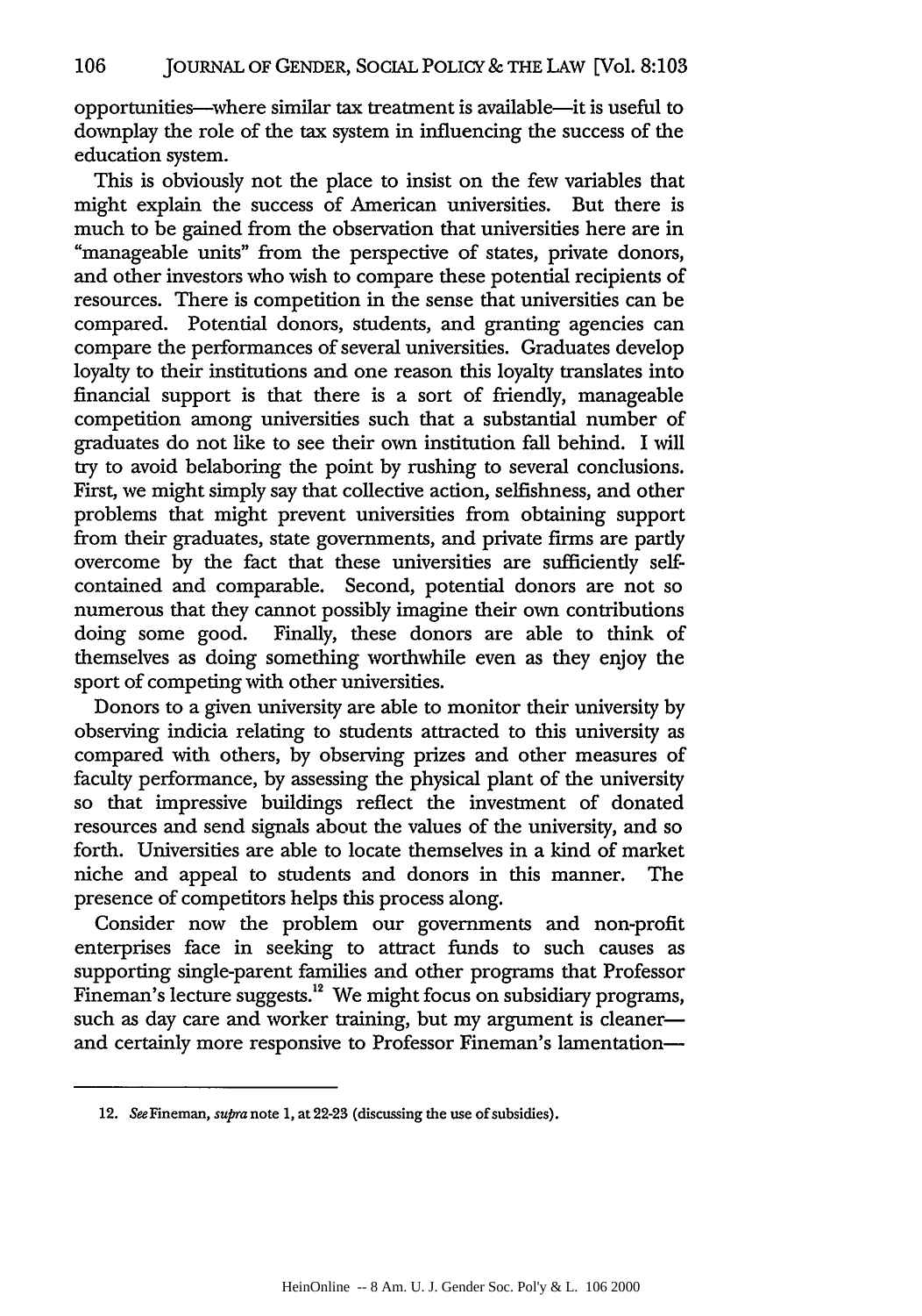opportunities—where similar tax treatment is available—it is useful to downplay the role of the tax system in influencing the success of the education system.

This is obviously not the place to insist on the few variables that might explain the success of American universities. But there is much to be gained from the observation that universities here are in "manageable units" from the perspective of states, private donors, and other investors who wish to compare these potential recipients of resources. There is competition in the sense that universities can be compared. Potential donors, students, and granting agencies can compare the performances of several universities. Graduates develop loyalty to their institutions and one reason this loyalty translates into financial support is that there is a sort of friendly, manageable competition among universities such that a substantial number of graduates do not like to see their own institution fall behind. I will try to avoid belaboring the point by rushing to several conclusions. First, we might simply say that collective action, selfishness, and other problems that might prevent universities from obtaining support from their graduates, state governments, and private firms are partly overcome by the fact that these universities are sufficiently self-contained and comparable. Second, potential donors are not so numerous that they cannot possibly imagine their own contributions doing some good. Finally, these donors are able to think of themselves as doing something worthwhile even as they enjoy the sport of competing with other universities.

Donors to a given university are able to monitor their university by observing indicia relating to students attracted to this university as compared with others, by observing prizes and other measures of faculty performance, by assessing the physical plant of the university so that impressive buildings reflect the investment of donated resources and send signals about the values of the university, and so forth. Universities are able to locate themselves in a kind of market niche and appeal to students and donors in this manner. The presence of competitors helps this process along.

Consider now the problem our governments and non-profit enterprises face in seeking to attract funds to such causes as supporting single-parent families and other programs that Professor Fineman's lecture suggests.[12] We might focus on subsidiary programs, such as day care and worker training, but my argument is cleaner—and certainly more responsive to Professor Fineman's lamentation—

---

12. *See* Fineman, *supra* note 1, at 22-23 (discussing the use of subsidies).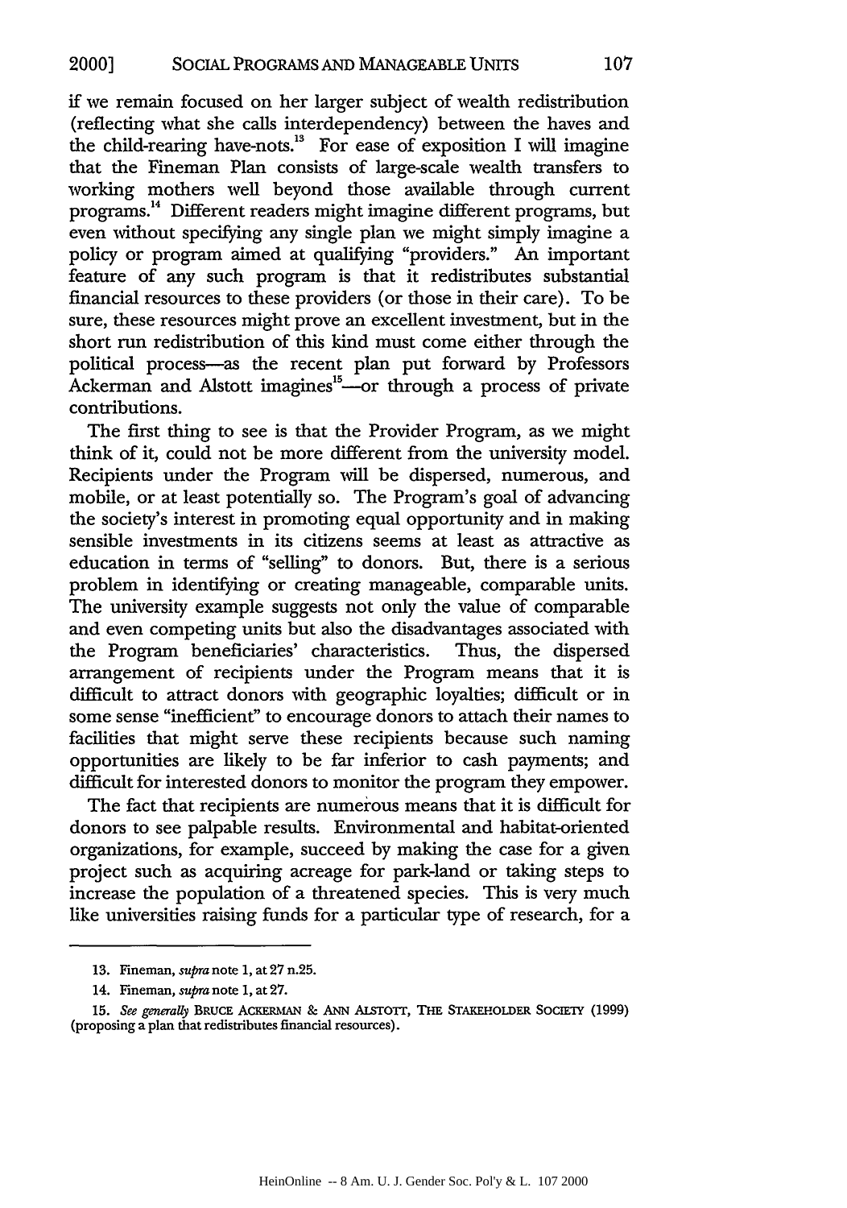if we remain focused on her larger subject of wealth redistribution (reflecting what she calls interdependency) between the haves and the child-rearing have-nots.[13] For ease of exposition I will imagine that the Fineman Plan consists of large-scale wealth transfers to working mothers well beyond those available through current programs.[14] Different readers might imagine different programs, but even without specifying any single plan we might simply imagine a policy or program aimed at qualifying "providers." An important feature of any such program is that it redistributes substantial financial resources to these providers (or those in their care). To be sure, these resources might prove an excellent investment, but in the short run redistribution of this kind must come either through the political process—as the recent plan put forward by Professors Ackerman and Alstott imagines[15]—or through a process of private contributions.

The first thing to see is that the Provider Program, as we might think of it, could not be more different from the university model. Recipients under the Program will be dispersed, numerous, and mobile, or at least potentially so. The Program's goal of advancing the society's interest in promoting equal opportunity and in making sensible investments in its citizens seems at least as attractive as education in terms of "selling" to donors. But, there is a serious problem in identifying or creating manageable, comparable units. The university example suggests not only the value of comparable and even competing units but also the disadvantages associated with the Program beneficiaries' characteristics. Thus, the dispersed arrangement of recipients under the Program means that it is difficult to attract donors with geographic loyalties; difficult or in some sense "inefficient" to encourage donors to attach their names to facilities that might serve these recipients because such naming opportunities are likely to be far inferior to cash payments; and difficult for interested donors to monitor the program they empower.

The fact that recipients are numerous means that it is difficult for donors to see palpable results. Environmental and habitat-oriented organizations, for example, succeed by making the case for a given project such as acquiring acreage for park-land or taking steps to increase the population of a threatened species. This is very much like universities raising funds for a particular type of research, for a

---

13. Fineman, *supra* note 1, at 27 n.25.

14. Fineman, *supra* note 1, at 27.

15. *See generally* BRUCE ACKERMAN & ANN ALSTOTT, THE STAKEHOLDER SOCIETY (1999) (proposing a plan that redistributes financial resources).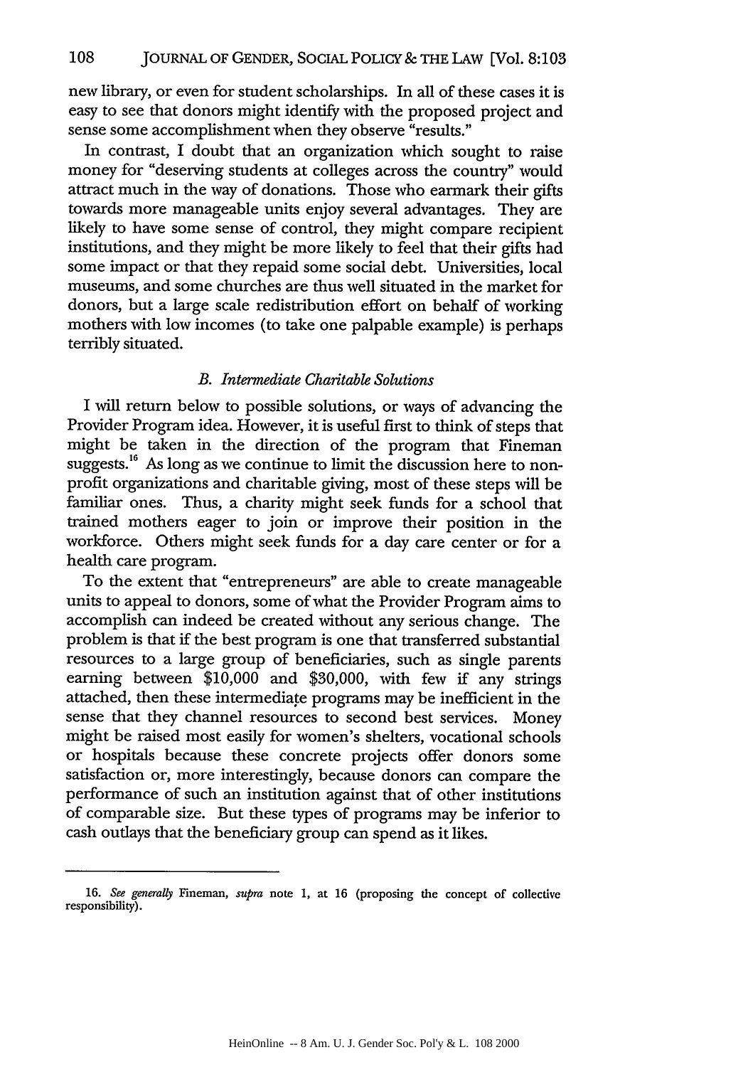new library, or even for student scholarships. In all of these cases it is easy to see that donors might identify with the proposed project and sense some accomplishment when they observe "results."

In contrast, I doubt that an organization which sought to raise money for "deserving students at colleges across the country" would attract much in the way of donations. Those who earmark their gifts towards more manageable units enjoy several advantages. They are likely to have some sense of control, they might compare recipient institutions, and they might be more likely to feel that their gifts had some impact or that they repaid some social debt. Universities, local museums, and some churches are thus well situated in the market for donors, but a large scale redistribution effort on behalf of working mothers with low incomes (to take one palpable example) is perhaps terribly situated.

### *B. Intermediate Charitable Solutions*

I will return below to possible solutions, or ways of advancing the Provider Program idea. However, it is useful first to think of steps that might be taken in the direction of the program that Fineman suggests.[16] As long as we continue to limit the discussion here to non-profit organizations and charitable giving, most of these steps will be familiar ones. Thus, a charity might seek funds for a school that trained mothers eager to join or improve their position in the workforce. Others might seek funds for a day care center or for a health care program.

To the extent that "entrepreneurs" are able to create manageable units to appeal to donors, some of what the Provider Program aims to accomplish can indeed be created without any serious change. The problem is that if the best program is one that transferred substantial resources to a large group of beneficiaries, such as single parents earning between $10,000 and $30,000, with few if any strings attached, then these intermediate programs may be inefficient in the sense that they channel resources to second best services. Money might be raised most easily for women's shelters, vocational schools or hospitals because these concrete projects offer donors some satisfaction or, more interestingly, because donors can compare the performance of such an institution against that of other institutions of comparable size. But these types of programs may be inferior to cash outlays that the beneficiary group can spend as it likes.

---

16. *See generally* Fineman, *supra* note 1, at 16 (proposing the concept of collective responsibility).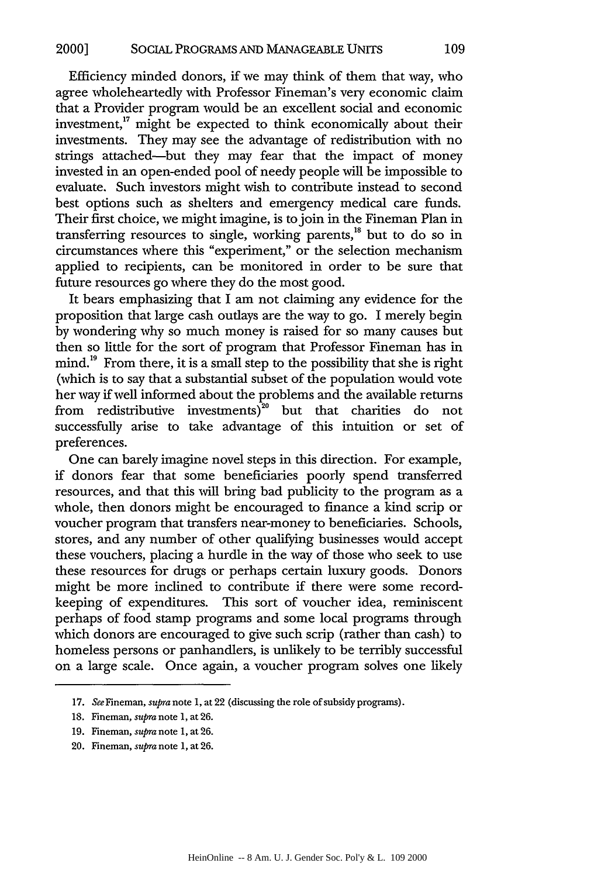Efficiency minded donors, if we may think of them that way, who agree wholeheartedly with Professor Fineman's very economic claim that a Provider program would be an excellent social and economic investment,[17] might be expected to think economically about their investments. They may see the advantage of redistribution with no strings attached—but they may fear that the impact of money invested in an open-ended pool of needy people will be impossible to evaluate. Such investors might wish to contribute instead to second best options such as shelters and emergency medical care funds. Their first choice, we might imagine, is to join in the Fineman Plan in transferring resources to single, working parents,[18] but to do so in circumstances where this "experiment," or the selection mechanism applied to recipients, can be monitored in order to be sure that future resources go where they do the most good.

It bears emphasizing that I am not claiming any evidence for the proposition that large cash outlays are the way to go. I merely begin by wondering why so much money is raised for so many causes but then so little for the sort of program that Professor Fineman has in mind.[19] From there, it is a small step to the possibility that she is right (which is to say that a substantial subset of the population would vote her way if well informed about the problems and the available returns from redistributive investments)[20] but that charities do not successfully arise to take advantage of this intuition or set of preferences.

One can barely imagine novel steps in this direction. For example, if donors fear that some beneficiaries poorly spend transferred resources, and that this will bring bad publicity to the program as a whole, then donors might be encouraged to finance a kind scrip or voucher program that transfers near-money to beneficiaries. Schools, stores, and any number of other qualifying businesses would accept these vouchers, placing a hurdle in the way of those who seek to use these resources for drugs or perhaps certain luxury goods. Donors might be more inclined to contribute if there were some record-keeping of expenditures. This sort of voucher idea, reminiscent perhaps of food stamp programs and some local programs through which donors are encouraged to give such scrip (rather than cash) to homeless persons or panhandlers, is unlikely to be terribly successful on a large scale. Once again, a voucher program solves one likely

---

17. *See* Fineman, *supra* note 1, at 22 (discussing the role of subsidy programs).

18. Fineman, *supra* note 1, at 26.

19. Fineman, *supra* note 1, at 26.

20. Fineman, *supra* note 1, at 26.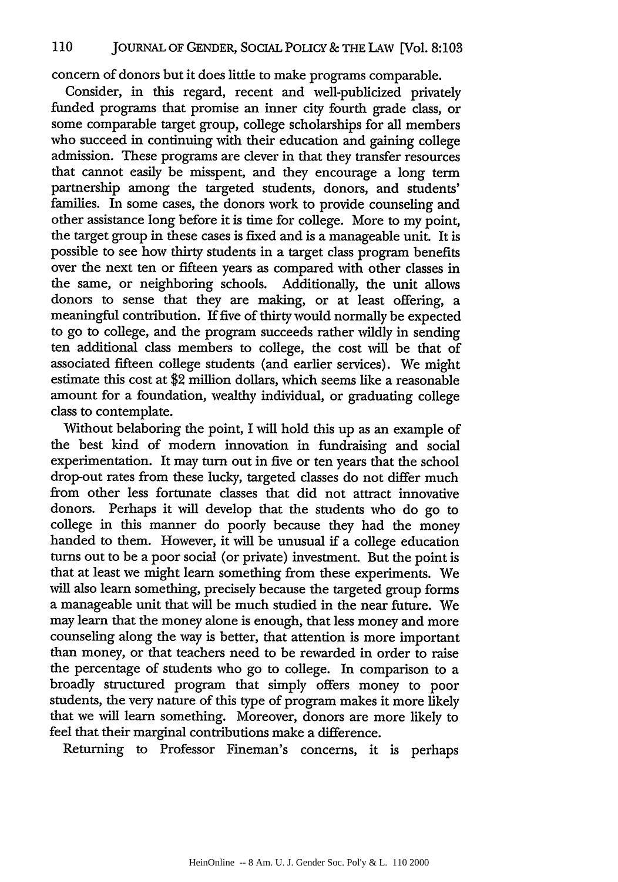concern of donors but it does little to make programs comparable.

Consider, in this regard, recent and well-publicized privately funded programs that promise an inner city fourth grade class, or some comparable target group, college scholarships for all members who succeed in continuing with their education and gaining college admission. These programs are clever in that they transfer resources that cannot easily be misspent, and they encourage a long term partnership among the targeted students, donors, and students' families. In some cases, the donors work to provide counseling and other assistance long before it is time for college. More to my point, the target group in these cases is fixed and is a manageable unit. It is possible to see how thirty students in a target class program benefits over the next ten or fifteen years as compared with other classes in the same, or neighboring schools. Additionally, the unit allows donors to sense that they are making, or at least offering, a meaningful contribution. If five of thirty would normally be expected to go to college, and the program succeeds rather wildly in sending ten additional class members to college, the cost will be that of associated fifteen college students (and earlier services). We might estimate this cost at $2 million dollars, which seems like a reasonable amount for a foundation, wealthy individual, or graduating college class to contemplate.

Without belaboring the point, I will hold this up as an example of the best kind of modern innovation in fundraising and social experimentation. It may turn out in five or ten years that the school drop-out rates from these lucky, targeted classes do not differ much from other less fortunate classes that did not attract innovative donors. Perhaps it will develop that the students who do go to college in this manner do poorly because they had the money handed to them. However, it will be unusual if a college education turns out to be a poor social (or private) investment. But the point is that at least we might learn something from these experiments. We will also learn something, precisely because the targeted group forms a manageable unit that will be much studied in the near future. We may learn that the money alone is enough, that less money and more counseling along the way is better, that attention is more important than money, or that teachers need to be rewarded in order to raise the percentage of students who go to college. In comparison to a broadly structured program that simply offers money to poor students, the very nature of this type of program makes it more likely that we will learn something. Moreover, donors are more likely to feel that their marginal contributions make a difference.

Returning to Professor Fineman's concerns, it is perhaps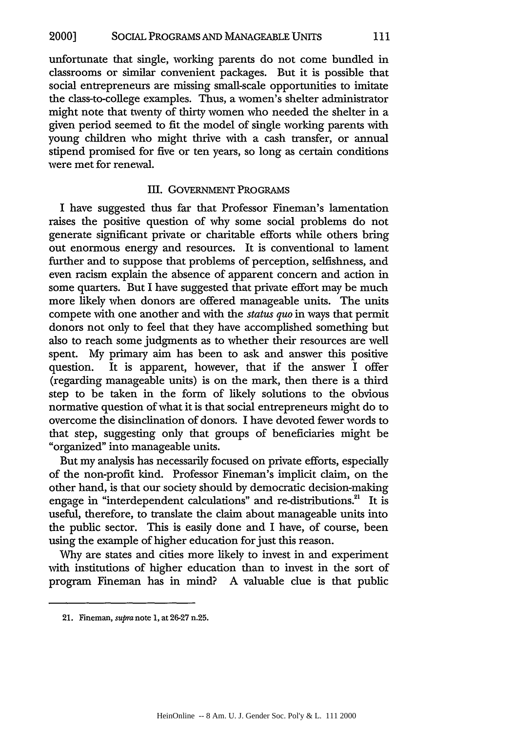unfortunate that single, working parents do not come bundled in classrooms or similar convenient packages. But it is possible that social entrepreneurs are missing small-scale opportunities to imitate the class-to-college examples. Thus, a women's shelter administrator might note that twenty of thirty women who needed the shelter in a given period seemed to fit the model of single working parents with young children who might thrive with a cash transfer, or annual stipend promised for five or ten years, so long as certain conditions were met for renewal.

## III. GOVERNMENT PROGRAMS

I have suggested thus far that Professor Fineman's lamentation raises the positive question of why some social problems do not generate significant private or charitable efforts while others bring out enormous energy and resources. It is conventional to lament further and to suppose that problems of perception, selfishness, and even racism explain the absence of apparent concern and action in some quarters. But I have suggested that private effort may be much more likely when donors are offered manageable units. The units compete with one another and with the *status quo* in ways that permit donors not only to feel that they have accomplished something but also to reach some judgments as to whether their resources are well spent. My primary aim has been to ask and answer this positive question. It is apparent, however, that if the answer I offer (regarding manageable units) is on the mark, then there is a third step to be taken in the form of likely solutions to the obvious normative question of what it is that social entrepreneurs might do to overcome the disinclination of donors. I have devoted fewer words to that step, suggesting only that groups of beneficiaries might be "organized" into manageable units.

But my analysis has necessarily focused on private efforts, especially of the non-profit kind. Professor Fineman's implicit claim, on the other hand, is that our society should by democratic decision-making engage in "interdependent calculations" and re-distributions.[21] It is useful, therefore, to translate the claim about manageable units into the public sector. This is easily done and I have, of course, been using the example of higher education for just this reason.

Why are states and cities more likely to invest in and experiment with institutions of higher education than to invest in the sort of program Fineman has in mind? A valuable clue is that public

---

21. Fineman, *supra* note 1, at 26-27 n.25.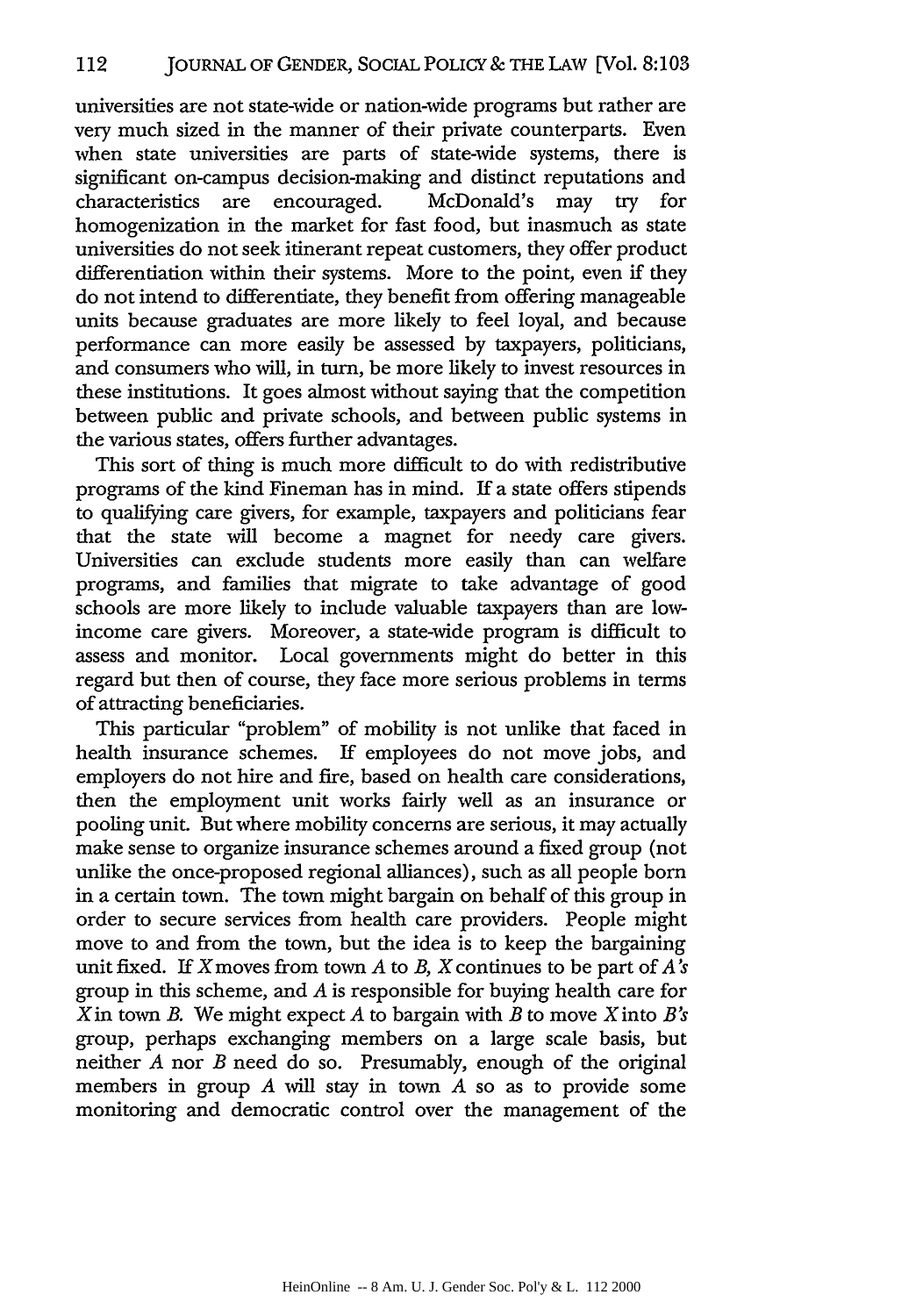universities are not state-wide or nation-wide programs but rather are very much sized in the manner of their private counterparts. Even when state universities are parts of state-wide systems, there is significant on-campus decision-making and distinct reputations and characteristics are encouraged. McDonald's may try for homogenization in the market for fast food, but inasmuch as state universities do not seek itinerant repeat customers, they offer product differentiation within their systems. More to the point, even if they do not intend to differentiate, they benefit from offering manageable units because graduates are more likely to feel loyal, and because performance can more easily be assessed by taxpayers, politicians, and consumers who will, in turn, be more likely to invest resources in these institutions. It goes almost without saying that the competition between public and private schools, and between public systems in the various states, offers further advantages.

This sort of thing is much more difficult to do with redistributive programs of the kind Fineman has in mind. If a state offers stipends to qualifying care givers, for example, taxpayers and politicians fear that the state will become a magnet for needy care givers. Universities can exclude students more easily than can welfare programs, and families that migrate to take advantage of good schools are more likely to include valuable taxpayers than are low-income care givers. Moreover, a state-wide program is difficult to assess and monitor. Local governments might do better in this regard but then of course, they face more serious problems in terms of attracting beneficiaries.

This particular "problem" of mobility is not unlike that faced in health insurance schemes. If employees do not move jobs, and employers do not hire and fire, based on health care considerations, then the employment unit works fairly well as an insurance or pooling unit. But where mobility concerns are serious, it may actually make sense to organize insurance schemes around a fixed group (not unlike the once-proposed regional alliances), such as all people born in a certain town. The town might bargain on behalf of this group in order to secure services from health care providers. People might move to and from the town, but the idea is to keep the bargaining unit fixed. If *X* moves from town *A* to *B*, *X* continues to be part of *A's* group in this scheme, and *A* is responsible for buying health care for *X* in town *B*. We might expect *A* to bargain with *B* to move *X* into *B's* group, perhaps exchanging members on a large scale basis, but neither *A* nor *B* need do so. Presumably, enough of the original members in group *A* will stay in town *A* so as to provide some monitoring and democratic control over the management of the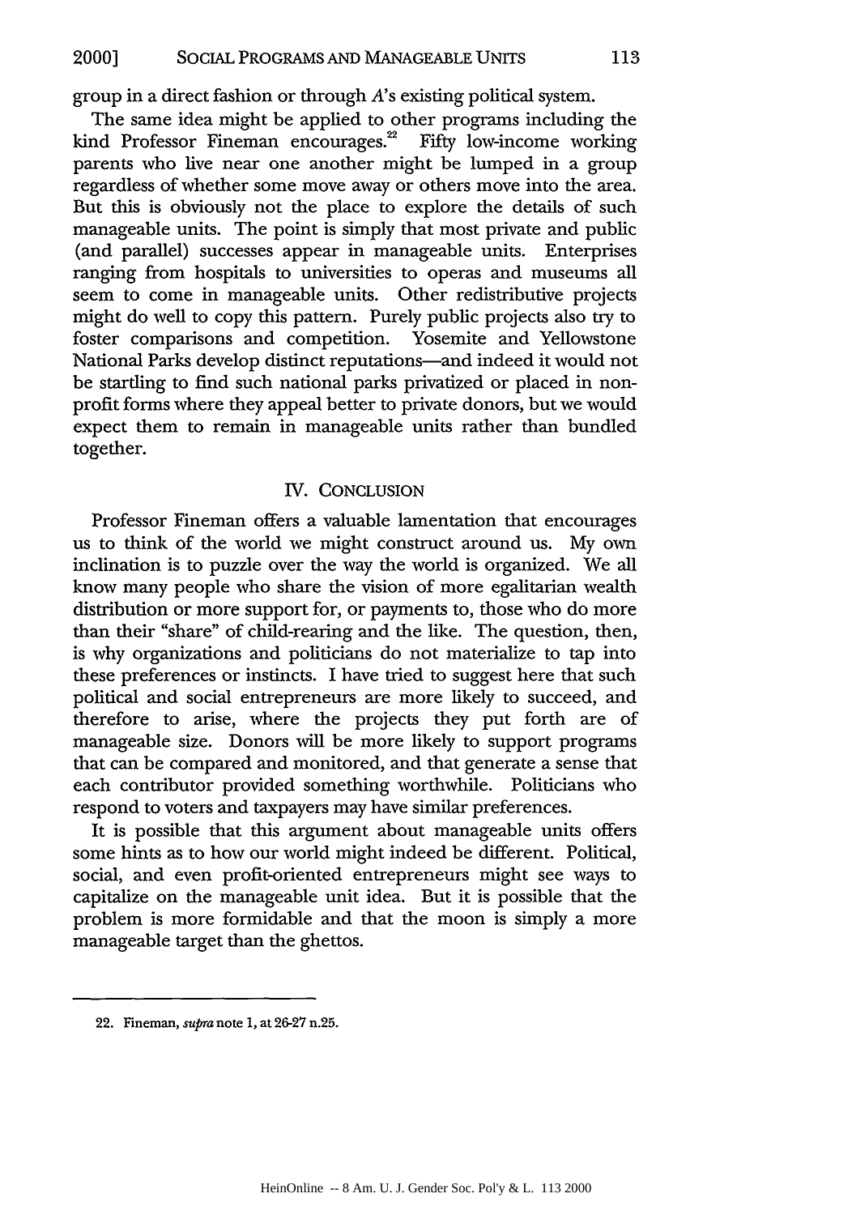group in a direct fashion or through *A*'s existing political system.

The same idea might be applied to other programs including the kind Professor Fineman encourages.[22] Fifty low-income working parents who live near one another might be lumped in a group regardless of whether some move away or others move into the area. But this is obviously not the place to explore the details of such manageable units. The point is simply that most private and public (and parallel) successes appear in manageable units. Enterprises ranging from hospitals to universities to operas and museums all seem to come in manageable units. Other redistributive projects might do well to copy this pattern. Purely public projects also try to foster comparisons and competition. Yosemite and Yellowstone National Parks develop distinct reputations—and indeed it would not be startling to find such national parks privatized or placed in non-profit forms where they appeal better to private donors, but we would expect them to remain in manageable units rather than bundled together.

## IV. CONCLUSION

Professor Fineman offers a valuable lamentation that encourages us to think of the world we might construct around us. My own inclination is to puzzle over the way the world is organized. We all know many people who share the vision of more egalitarian wealth distribution or more support for, or payments to, those who do more than their "share" of child-rearing and the like. The question, then, is why organizations and politicians do not materialize to tap into these preferences or instincts. I have tried to suggest here that such political and social entrepreneurs are more likely to succeed, and therefore to arise, where the projects they put forth are of manageable size. Donors will be more likely to support programs that can be compared and monitored, and that generate a sense that each contributor provided something worthwhile. Politicians who respond to voters and taxpayers may have similar preferences.

It is possible that this argument about manageable units offers some hints as to how our world might indeed be different. Political, social, and even profit-oriented entrepreneurs might see ways to capitalize on the manageable unit idea. But it is possible that the problem is more formidable and that the moon is simply a more manageable target than the ghettos.

---

22. Fineman, *supra* note 1, at 26-27 n.25.